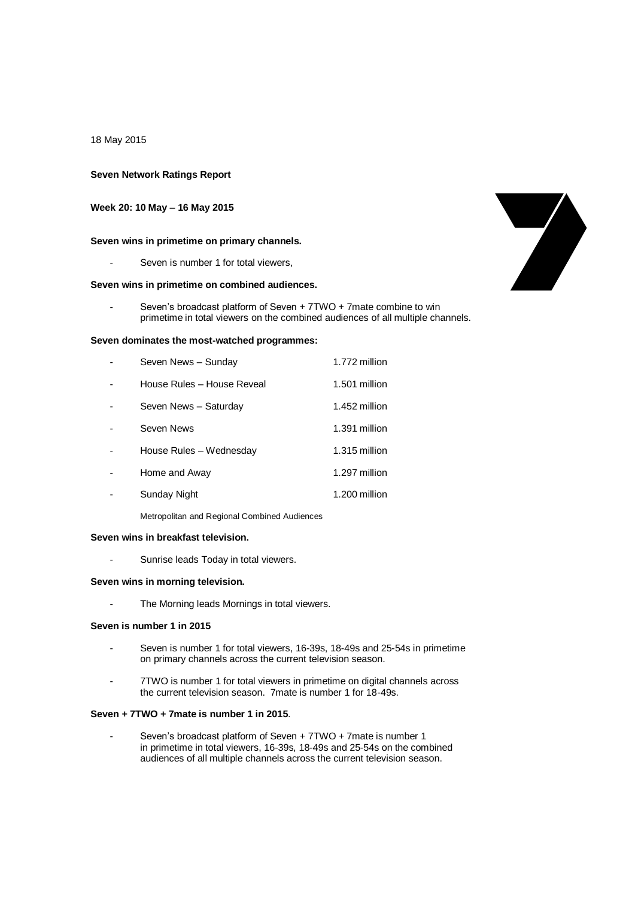18 May 2015

**Seven Network Ratings Report**

**Week 20: 10 May – 16 May 2015**

**Seven wins in primetime on primary channels.**

- Seven is number 1 for total viewers,

**Seven wins in primetime on combined audiences.**

- Seven's broadcast platform of Seven + 7TWO + 7mate combine to win primetime in total viewers on the combined audiences of all multiple channels.

**Seven dominates the most-watched programmes:**

| | Programme | Viewers |
|---|---|---|
| - | Seven News – Sunday | 1.772 million |
| - | House Rules – House Reveal | 1.501 million |
| - | Seven News – Saturday | 1.452 million |
| - | Seven News | 1.391 million |
| - | House Rules – Wednesday | 1.315 million |
| - | Home and Away | 1.297 million |
| - | Sunday Night | 1.200 million |

Metropolitan and Regional Combined Audiences

**Seven wins in breakfast television.**

- Sunrise leads Today in total viewers.

**Seven wins in morning television.**

- The Morning leads Mornings in total viewers.

**Seven is number 1 in 2015**

- Seven is number 1 for total viewers, 16-39s, 18-49s and 25-54s in primetime on primary channels across the current television season.
- 7TWO is number 1 for total viewers in primetime on digital channels across the current television season. 7mate is number 1 for 18-49s.

**Seven + 7TWO + 7mate is number 1 in 2015**.

- Seven's broadcast platform of Seven + 7TWO + 7mate is number 1 in primetime in total viewers, 16-39s, 18-49s and 25-54s on the combined audiences of all multiple channels across the current television season.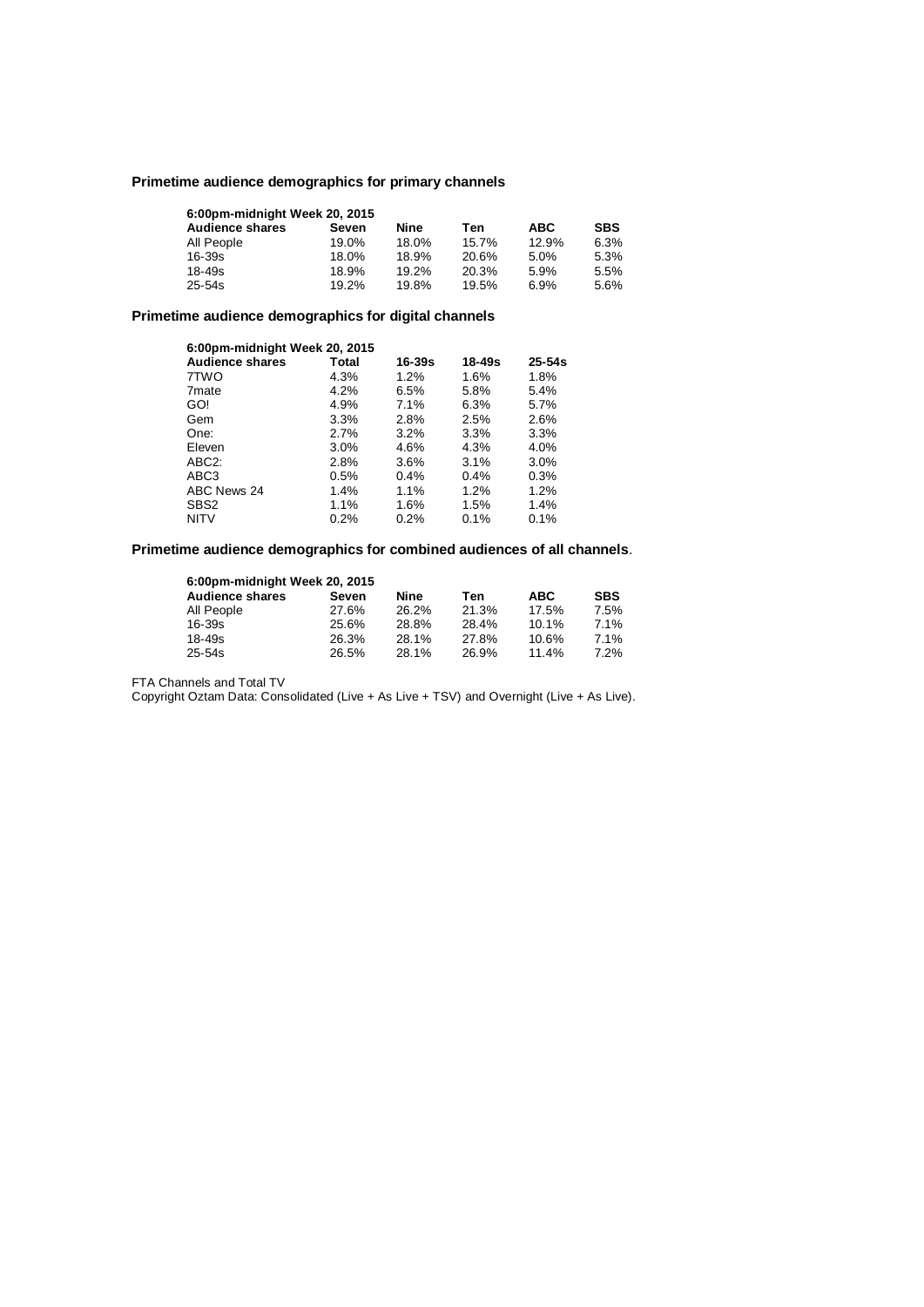**Primetime audience demographics for primary channels**

| 6:00pm-midnight Week 20, 2015 | | | | | |
|---|---|---|---|---|---|
| **Audience shares** | **Seven** | **Nine** | **Ten** | **ABC** | **SBS** |
| All People | 19.0% | 18.0% | 15.7% | 12.9% | 6.3% |
| 16-39s | 18.0% | 18.9% | 20.6% | 5.0% | 5.3% |
| 18-49s | 18.9% | 19.2% | 20.3% | 5.9% | 5.5% |
| 25-54s | 19.2% | 19.8% | 19.5% | 6.9% | 5.6% |

**Primetime audience demographics for digital channels**

| 6:00pm-midnight Week 20, 2015 | | | | |
|---|---|---|---|---|
| **Audience shares** | **Total** | **16-39s** | **18-49s** | **25-54s** |
| 7TWO | 4.3% | 1.2% | 1.6% | 1.8% |
| 7mate | 4.2% | 6.5% | 5.8% | 5.4% |
| GO! | 4.9% | 7.1% | 6.3% | 5.7% |
| Gem | 3.3% | 2.8% | 2.5% | 2.6% |
| One: | 2.7% | 3.2% | 3.3% | 3.3% |
| Eleven | 3.0% | 4.6% | 4.3% | 4.0% |
| ABC2: | 2.8% | 3.6% | 3.1% | 3.0% |
| ABC3 | 0.5% | 0.4% | 0.4% | 0.3% |
| ABC News 24 | 1.4% | 1.1% | 1.2% | 1.2% |
| SBS2 | 1.1% | 1.6% | 1.5% | 1.4% |
| NITV | 0.2% | 0.2% | 0.1% | 0.1% |

**Primetime audience demographics for combined audiences of all channels**.

| 6:00pm-midnight Week 20, 2015 | | | | | |
|---|---|---|---|---|---|
| **Audience shares** | **Seven** | **Nine** | **Ten** | **ABC** | **SBS** |
| All People | 27.6% | 26.2% | 21.3% | 17.5% | 7.5% |
| 16-39s | 25.6% | 28.8% | 28.4% | 10.1% | 7.1% |
| 18-49s | 26.3% | 28.1% | 27.8% | 10.6% | 7.1% |
| 25-54s | 26.5% | 28.1% | 26.9% | 11.4% | 7.2% |

FTA Channels and Total TV

Copyright Oztam Data: Consolidated (Live + As Live + TSV) and Overnight (Live + As Live).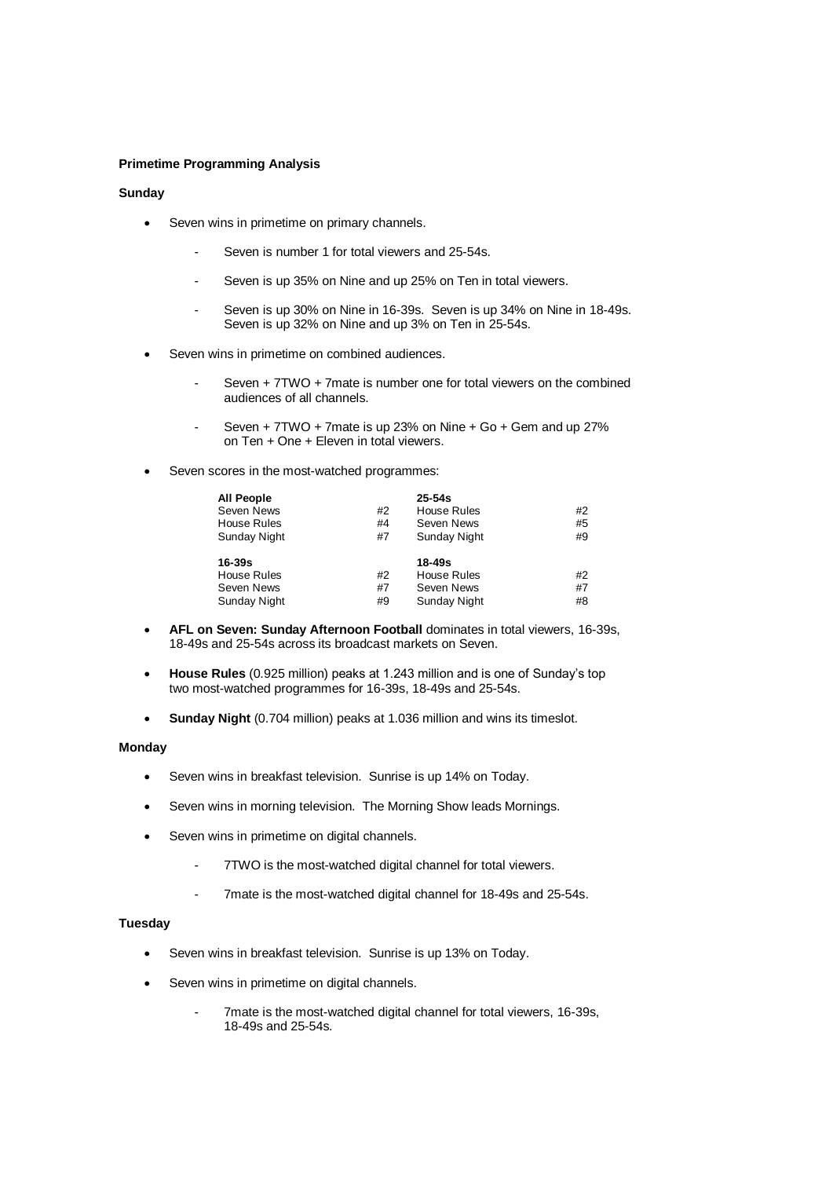**Primetime Programming Analysis**

**Sunday**

- Seven wins in primetime on primary channels.
  - Seven is number 1 for total viewers and 25-54s.
  - Seven is up 35% on Nine and up 25% on Ten in total viewers.
  - Seven is up 30% on Nine in 16-39s. Seven is up 34% on Nine in 18-49s. Seven is up 32% on Nine and up 3% on Ten in 25-54s.
- Seven wins in primetime on combined audiences.
  - Seven + 7TWO + 7mate is number one for total viewers on the combined audiences of all channels.
  - Seven + 7TWO + 7mate is up 23% on Nine + Go + Gem and up 27% on Ten + One + Eleven in total viewers.
- Seven scores in the most-watched programmes:

| **All People** | | **25-54s** | |
|---|---|---|---|
| Seven News | #2 | House Rules | #2 |
| House Rules | #4 | Seven News | #5 |
| Sunday Night | #7 | Sunday Night | #9 |
| **16-39s** | | **18-49s** | |
| House Rules | #2 | House Rules | #2 |
| Seven News | #7 | Seven News | #7 |
| Sunday Night | #9 | Sunday Night | #8 |

- **AFL on Seven: Sunday Afternoon Football** dominates in total viewers, 16-39s, 18-49s and 25-54s across its broadcast markets on Seven.
- **House Rules** (0.925 million) peaks at 1.243 million and is one of Sunday's top two most-watched programmes for 16-39s, 18-49s and 25-54s.
- **Sunday Night** (0.704 million) peaks at 1.036 million and wins its timeslot.

**Monday**

- Seven wins in breakfast television. Sunrise is up 14% on Today.
- Seven wins in morning television. The Morning Show leads Mornings.
- Seven wins in primetime on digital channels.
  - 7TWO is the most-watched digital channel for total viewers.
  - 7mate is the most-watched digital channel for 18-49s and 25-54s.

**Tuesday**

- Seven wins in breakfast television. Sunrise is up 13% on Today.
- Seven wins in primetime on digital channels.
  - 7mate is the most-watched digital channel for total viewers, 16-39s, 18-49s and 25-54s.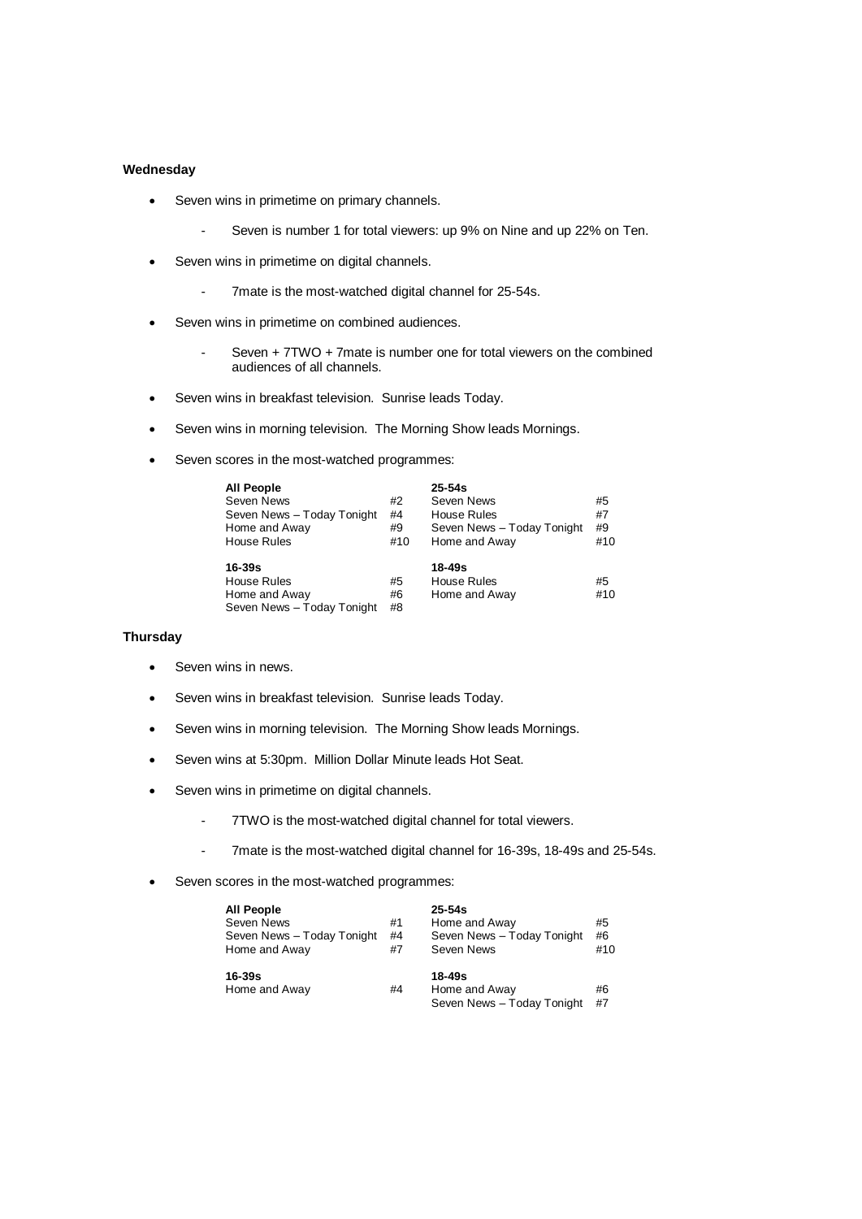**Wednesday**

- Seven wins in primetime on primary channels.
    - Seven is number 1 for total viewers: up 9% on Nine and up 22% on Ten.
- Seven wins in primetime on digital channels.
    - 7mate is the most-watched digital channel for 25-54s.
- Seven wins in primetime on combined audiences.
    - Seven + 7TWO + 7mate is number one for total viewers on the combined audiences of all channels.
- Seven wins in breakfast television. Sunrise leads Today.
- Seven wins in morning television. The Morning Show leads Mornings.
- Seven scores in the most-watched programmes:

| **All People** | | **25-54s** | |
|---|---|---|---|
| Seven News | #2 | Seven News | #5 |
| Seven News – Today Tonight | #4 | House Rules | #7 |
| Home and Away | #9 | Seven News – Today Tonight | #9 |
| House Rules | #10 | Home and Away | #10 |
| **16-39s** | | **18-49s** | |
| House Rules | #5 | House Rules | #5 |
| Home and Away | #6 | Home and Away | #10 |
| Seven News – Today Tonight | #8 | | |

**Thursday**

- Seven wins in news.
- Seven wins in breakfast television. Sunrise leads Today.
- Seven wins in morning television. The Morning Show leads Mornings.
- Seven wins at 5:30pm. Million Dollar Minute leads Hot Seat.
- Seven wins in primetime on digital channels.
    - 7TWO is the most-watched digital channel for total viewers.
    - 7mate is the most-watched digital channel for 16-39s, 18-49s and 25-54s.
- Seven scores in the most-watched programmes:

| **All People** | | **25-54s** | |
|---|---|---|---|
| Seven News | #1 | Home and Away | #5 |
| Seven News – Today Tonight | #4 | Seven News – Today Tonight | #6 |
| Home and Away | #7 | Seven News | #10 |
| **16-39s** | | **18-49s** | |
| Home and Away | #4 | Home and Away | #6 |
| | | Seven News – Today Tonight | #7 |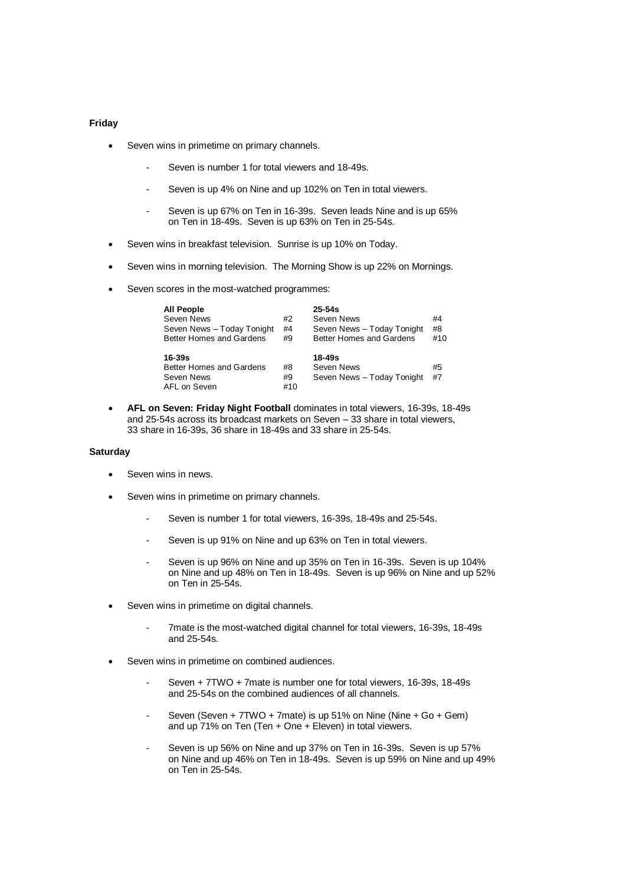**Friday**

- Seven wins in primetime on primary channels.
  - Seven is number 1 for total viewers and 18-49s.
  - Seven is up 4% on Nine and up 102% on Ten in total viewers.
  - Seven is up 67% on Ten in 16-39s. Seven leads Nine and is up 65% on Ten in 18-49s. Seven is up 63% on Ten in 25-54s.
- Seven wins in breakfast television. Sunrise is up 10% on Today.
- Seven wins in morning television. The Morning Show is up 22% on Mornings.
- Seven scores in the most-watched programmes:

| **All People** | | **25-54s** | |
|---|---|---|---|
| Seven News | #2 | Seven News | #4 |
| Seven News – Today Tonight | #4 | Seven News – Today Tonight | #8 |
| Better Homes and Gardens | #9 | Better Homes and Gardens | #10 |
| **16-39s** | | **18-49s** | |
| Better Homes and Gardens | #8 | Seven News | #5 |
| Seven News | #9 | Seven News – Today Tonight | #7 |
| AFL on Seven | #10 | | |

- **AFL on Seven: Friday Night Football** dominates in total viewers, 16-39s, 18-49s and 25-54s across its broadcast markets on Seven – 33 share in total viewers, 33 share in 16-39s, 36 share in 18-49s and 33 share in 25-54s.

**Saturday**

- Seven wins in news.
- Seven wins in primetime on primary channels.
  - Seven is number 1 for total viewers, 16-39s, 18-49s and 25-54s.
  - Seven is up 91% on Nine and up 63% on Ten in total viewers.
  - Seven is up 96% on Nine and up 35% on Ten in 16-39s. Seven is up 104% on Nine and up 48% on Ten in 18-49s. Seven is up 96% on Nine and up 52% on Ten in 25-54s.
- Seven wins in primetime on digital channels.
  - 7mate is the most-watched digital channel for total viewers, 16-39s, 18-49s and 25-54s.
- Seven wins in primetime on combined audiences.
  - Seven + 7TWO + 7mate is number one for total viewers, 16-39s, 18-49s and 25-54s on the combined audiences of all channels.
  - Seven (Seven + 7TWO + 7mate) is up 51% on Nine (Nine + Go + Gem) and up 71% on Ten (Ten + One + Eleven) in total viewers.
  - Seven is up 56% on Nine and up 37% on Ten in 16-39s. Seven is up 57% on Nine and up 46% on Ten in 18-49s. Seven is up 59% on Nine and up 49% on Ten in 25-54s.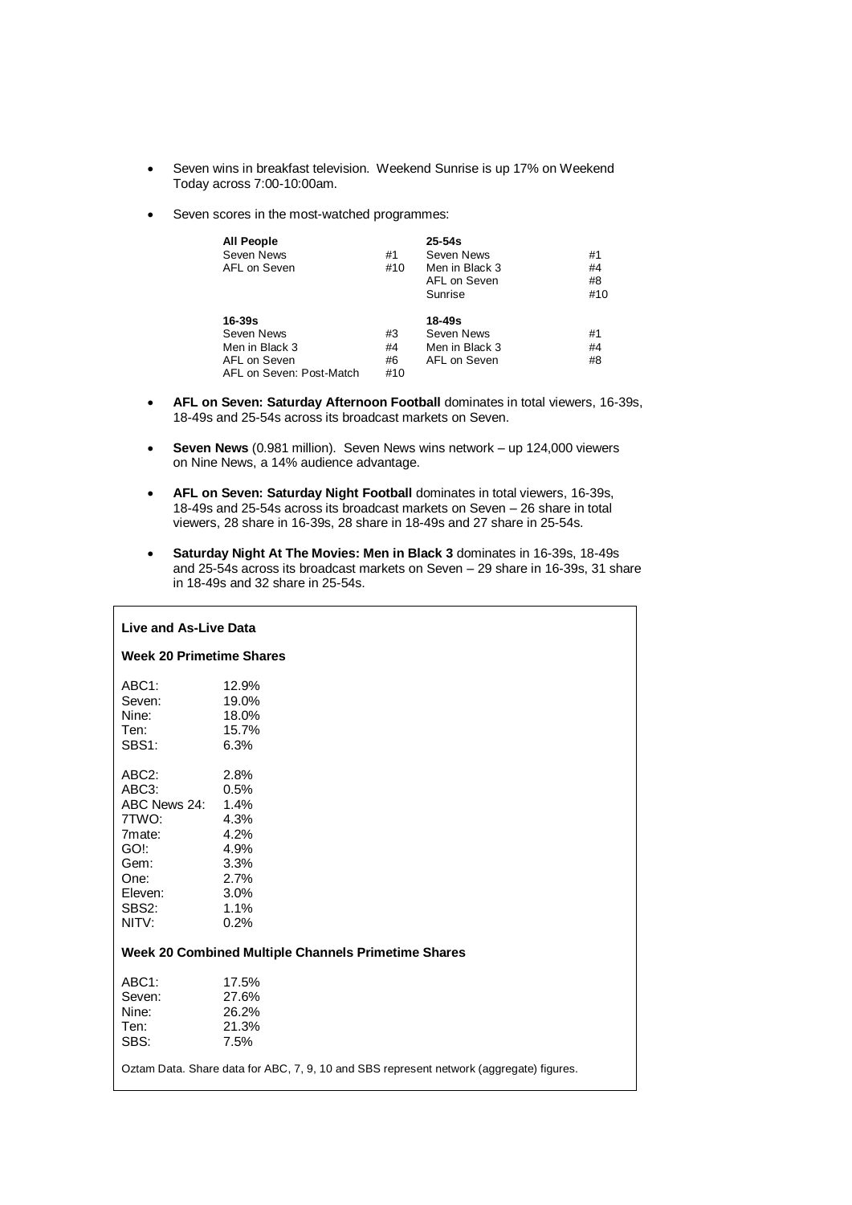- Seven wins in breakfast television. Weekend Sunrise is up 17% on Weekend Today across 7:00-10:00am.

- Seven scores in the most-watched programmes:

| **All People** | | **25-54s** | |
|---|---|---|---|
| Seven News | #1 | Seven News | #1 |
| AFL on Seven | #10 | Men in Black 3 | #4 |
| | | AFL on Seven | #8 |
| | | Sunrise | #10 |
| **16-39s** | | **18-49s** | |
| Seven News | #3 | Seven News | #1 |
| Men in Black 3 | #4 | Men in Black 3 | #4 |
| AFL on Seven | #6 | AFL on Seven | #8 |
| AFL on Seven: Post-Match | #10 | | |

- **AFL on Seven: Saturday Afternoon Football** dominates in total viewers, 16-39s, 18-49s and 25-54s across its broadcast markets on Seven.

- **Seven News** (0.981 million). Seven News wins network – up 124,000 viewers on Nine News, a 14% audience advantage.

- **AFL on Seven: Saturday Night Football** dominates in total viewers, 16-39s, 18-49s and 25-54s across its broadcast markets on Seven – 26 share in total viewers, 28 share in 16-39s, 28 share in 18-49s and 27 share in 25-54s.

- **Saturday Night At The Movies: Men in Black 3** dominates in 16-39s, 18-49s and 25-54s across its broadcast markets on Seven – 29 share in 16-39s, 31 share in 18-49s and 32 share in 25-54s.

**Live and As-Live Data**

**Week 20 Primetime Shares**

| | |
|---|---|
| ABC1: | 12.9% |
| Seven: | 19.0% |
| Nine: | 18.0% |
| Ten: | 15.7% |
| SBS1: | 6.3% |
| ABC2: | 2.8% |
| ABC3: | 0.5% |
| ABC News 24: | 1.4% |
| 7TWO: | 4.3% |
| 7mate: | 4.2% |
| GO!: | 4.9% |
| Gem: | 3.3% |
| One: | 2.7% |
| Eleven: | 3.0% |
| SBS2: | 1.1% |
| NITV: | 0.2% |

**Week 20 Combined Multiple Channels Primetime Shares**

| | |
|---|---|
| ABC1: | 17.5% |
| Seven: | 27.6% |
| Nine: | 26.2% |
| Ten: | 21.3% |
| SBS: | 7.5% |

Oztam Data. Share data for ABC, 7, 9, 10 and SBS represent network (aggregate) figures.